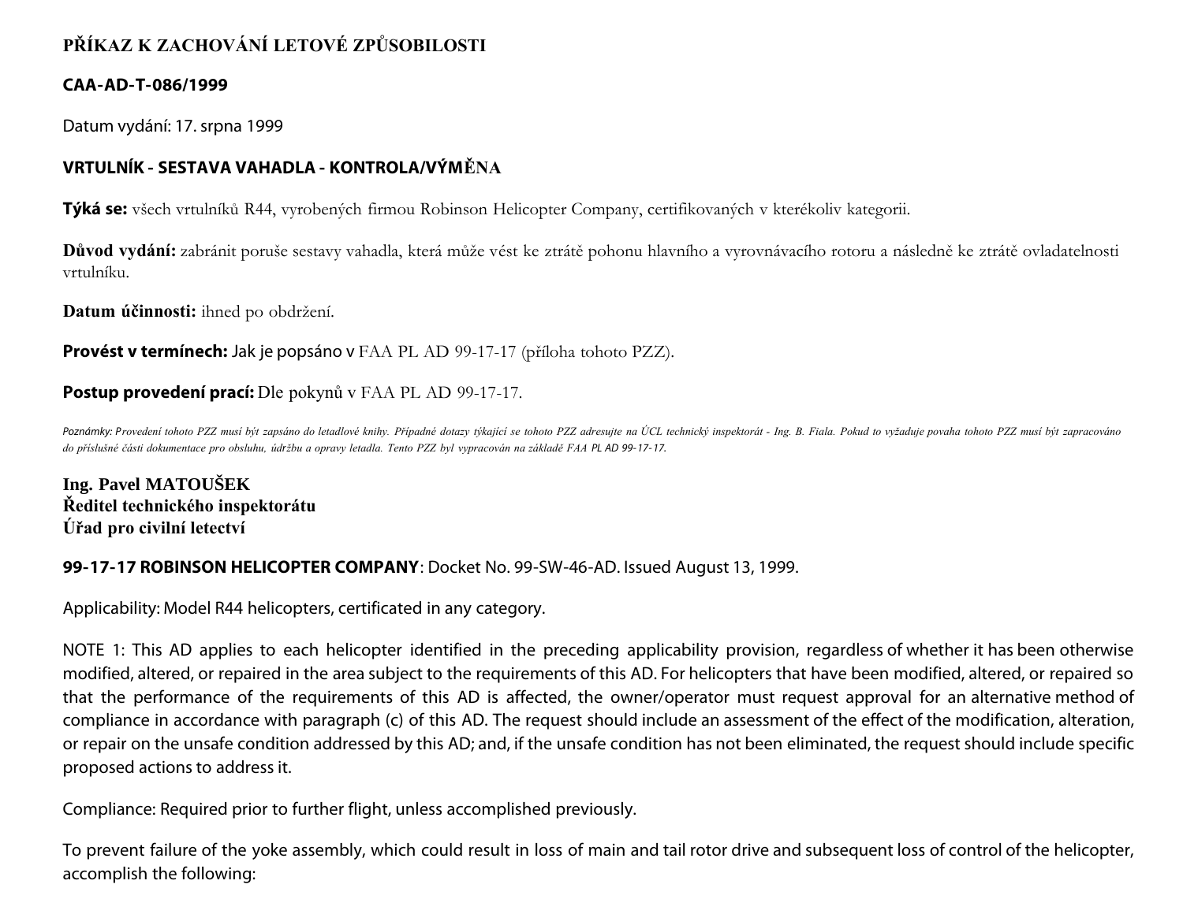**PŘÍKAZ K ZACHOVÁNÍ LETOVÉ ZPŮSOBILOSTI**

**CAA-AD-T-086/1999**

Datum vydání: 17. srpna 1999

**VRTULNÍK - SESTAVA VAHADLA - KONTROLA/VÝMĚNA**

**Týká se:** všech vrtulníků R44, vyrobených firmou Robinson Helicopter Company, certifikovaných v kterékoliv kategorii.

**Důvod vydání:** zabránit poruše sestavy vahadla, která může vést ke ztrátě pohonu hlavního a vyrovnávacího rotoru a následně ke ztrátě ovladatelnosti vrtulníku.

**Datum účinnosti:** ihned po obdržení.

**Provést v termínech:** Jak je popsáno v FAA PL AD 99-17-17 (příloha tohoto PZZ).

**Postup provedení prací:** Dle pokynů v FAA PL AD 99-17-17.

*Poznámky: Provedení tohoto PZZ musí být zapsáno do letadlové knihy. Případné dotazy týkající se tohoto PZZ adresujte na ÚCL technický inspektorát - Ing. B. Fiala. Pokud to vyžaduje povaha tohoto PZZ musí být zapracováno do příslušné části dokumentace pro obsluhu, údržbu a opravy letadla. Tento PZZ byl vypracován na základě FAA PL AD 99-17-17.*

**Ing. Pavel MATOUŠEK**
**Ředitel technického inspektorátu**
**Úřad pro civilní letectví**

**99-17-17 ROBINSON HELICOPTER COMPANY**: Docket No. 99-SW-46-AD. Issued August 13, 1999.

Applicability: Model R44 helicopters, certificated in any category.

NOTE 1: This AD applies to each helicopter identified in the preceding applicability provision, regardless of whether it has been otherwise modified, altered, or repaired in the area subject to the requirements of this AD. For helicopters that have been modified, altered, or repaired so that the performance of the requirements of this AD is affected, the owner/operator must request approval for an alternative method of compliance in accordance with paragraph (c) of this AD. The request should include an assessment of the effect of the modification, alteration, or repair on the unsafe condition addressed by this AD; and, if the unsafe condition has not been eliminated, the request should include specific proposed actions to address it.

Compliance: Required prior to further flight, unless accomplished previously.

To prevent failure of the yoke assembly, which could result in loss of main and tail rotor drive and subsequent loss of control of the helicopter, accomplish the following: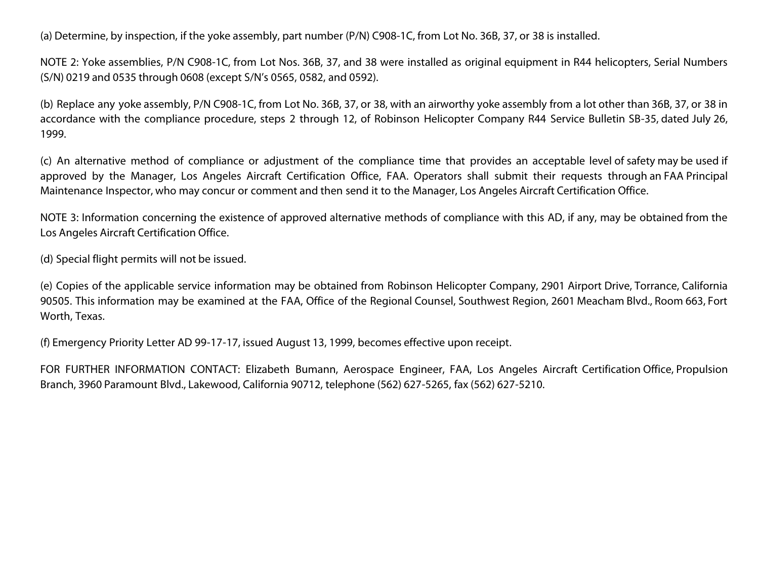(a) Determine, by inspection, if the yoke assembly, part number (P/N) C908-1C, from Lot No. 36B, 37, or 38 is installed.

NOTE 2: Yoke assemblies, P/N C908-1C, from Lot Nos. 36B, 37, and 38 were installed as original equipment in R44 helicopters, Serial Numbers (S/N) 0219 and 0535 through 0608 (except S/N's 0565, 0582, and 0592).

(b) Replace any yoke assembly, P/N C908-1C, from Lot No. 36B, 37, or 38, with an airworthy yoke assembly from a lot other than 36B, 37, or 38 in accordance with the compliance procedure, steps 2 through 12, of Robinson Helicopter Company R44 Service Bulletin SB-35, dated July 26, 1999.

(c) An alternative method of compliance or adjustment of the compliance time that provides an acceptable level of safety may be used if approved by the Manager, Los Angeles Aircraft Certification Office, FAA. Operators shall submit their requests through an FAA Principal Maintenance Inspector, who may concur or comment and then send it to the Manager, Los Angeles Aircraft Certification Office.

NOTE 3: Information concerning the existence of approved alternative methods of compliance with this AD, if any, may be obtained from the Los Angeles Aircraft Certification Office.

(d) Special flight permits will not be issued.

(e) Copies of the applicable service information may be obtained from Robinson Helicopter Company, 2901 Airport Drive, Torrance, California 90505. This information may be examined at the FAA, Office of the Regional Counsel, Southwest Region, 2601 Meacham Blvd., Room 663, Fort Worth, Texas.

(f) Emergency Priority Letter AD 99-17-17, issued August 13, 1999, becomes effective upon receipt.

FOR FURTHER INFORMATION CONTACT: Elizabeth Bumann, Aerospace Engineer, FAA, Los Angeles Aircraft Certification Office, Propulsion Branch, 3960 Paramount Blvd., Lakewood, California 90712, telephone (562) 627-5265, fax (562) 627-5210.